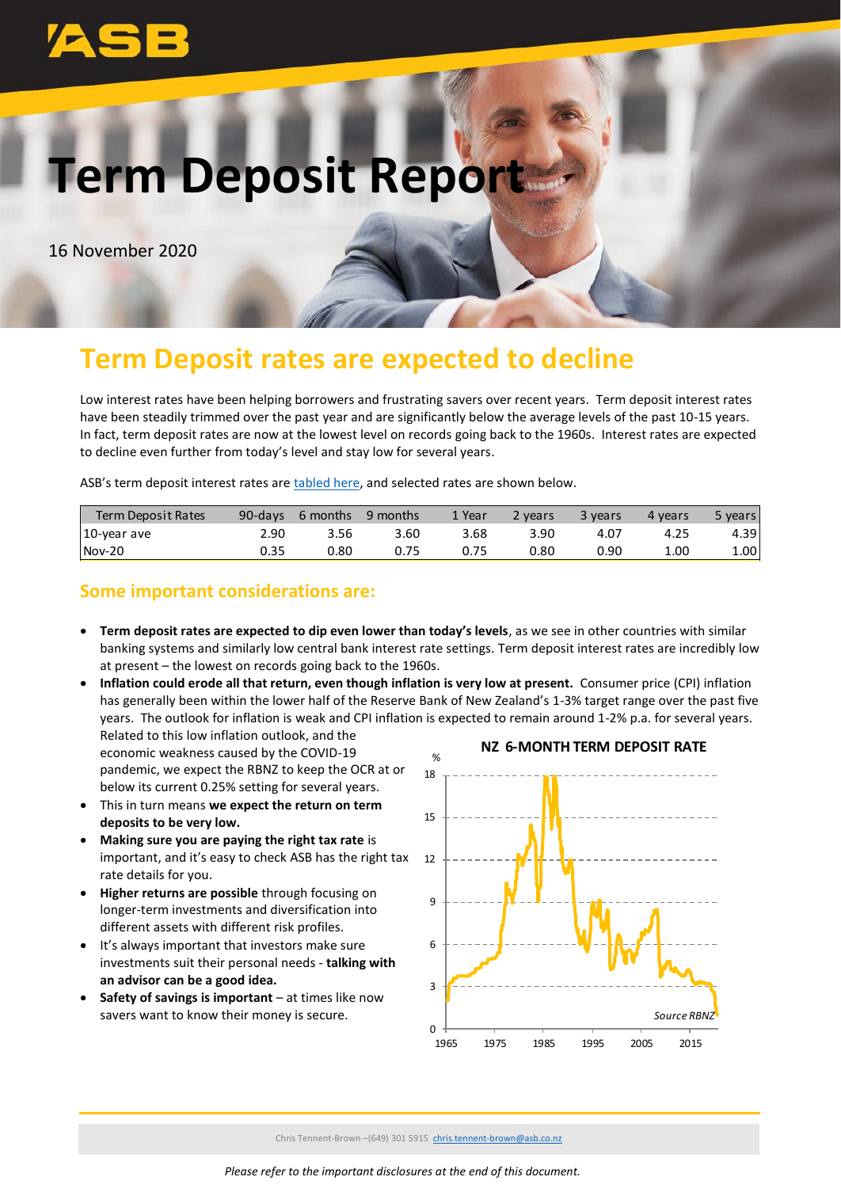# Term Deposit Report

16 November 2020

## Term Deposit rates are expected to decline

Low interest rates have been helping borrowers and frustrating savers over recent years. Term deposit interest rates have been steadily trimmed over the past year and are significantly below the average levels of the past 10-15 years. In fact, term deposit rates are now at the lowest level on records going back to the 1960s. Interest rates are expected to decline even further from today's level and stay low for several years.

ASB's term deposit interest rates are tabled here, and selected rates are shown below.

| Term Deposit Rates | 90-days | 6 months | 9 months | 1 Year | 2 years | 3 years | 4 years | 5 years |
|---|---|---|---|---|---|---|---|---|
| 10-year ave | 2.90 | 3.56 | 3.60 | 3.68 | 3.90 | 4.07 | 4.25 | 4.39 |
| Nov-20 | 0.35 | 0.80 | 0.75 | 0.75 | 0.80 | 0.90 | 1.00 | 1.00 |

### Some important considerations are:

- **Term deposit rates are expected to dip even lower than today's levels**, as we see in other countries with similar banking systems and similarly low central bank interest rate settings. Term deposit interest rates are incredibly low at present – the lowest on records going back to the 1960s.
- **Inflation could erode all that return, even though inflation is very low at present.** Consumer price (CPI) inflation has generally been within the lower half of the Reserve Bank of New Zealand's 1-3% target range over the past five years. The outlook for inflation is weak and CPI inflation is expected to remain around 1-2% p.a. for several years. Related to this low inflation outlook, and the economic weakness caused by the COVID-19 pandemic, we expect the RBNZ to keep the OCR at or below its current 0.25% setting for several years.
- This in turn means **we expect the return on term deposits to be very low.**
- **Making sure you are paying the right tax rate** is important, and it's easy to check ASB has the right tax rate details for you.
- **Higher returns are possible** through focusing on longer-term investments and diversification into different assets with different risk profiles.
- It's always important that investors make sure investments suit their personal needs - **talking with an advisor can be a good idea.**
- **Safety of savings is important** – at times like now savers want to know their money is secure.

**NZ 6-MONTH TERM DEPOSIT RATE**

*Source RBNZ*

Chris Tennent-Brown –(649) 301 5915 chris.tennent-brown@asb.co.nz

*Please refer to the important disclosures at the end of this document.*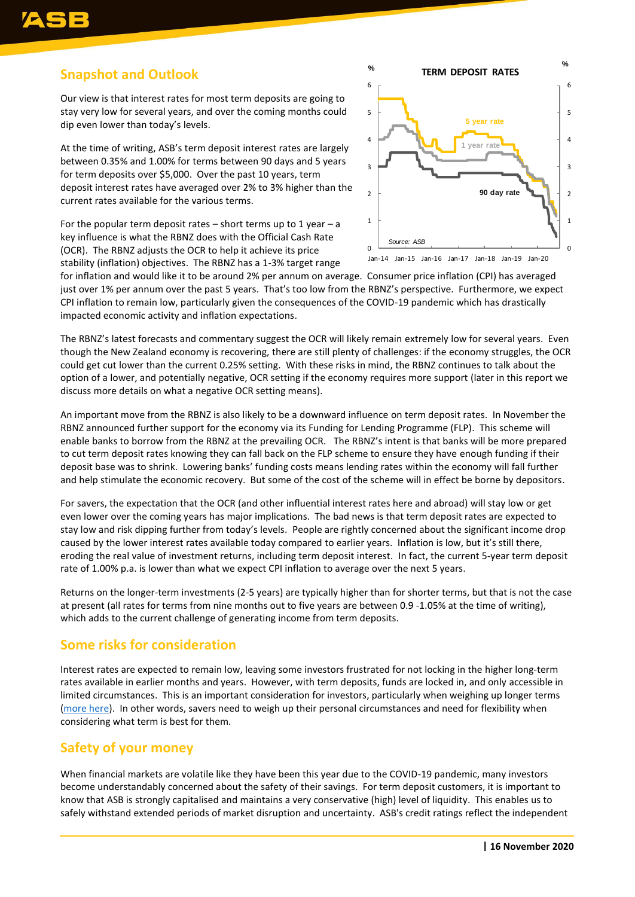## Snapshot and Outlook

Our view is that interest rates for most term deposits are going to stay very low for several years, and over the coming months could dip even lower than today's levels.

At the time of writing, ASB's term deposit interest rates are largely between 0.35% and 1.00% for terms between 90 days and 5 years for term deposits over $5,000. Over the past 10 years, term deposit interest rates have averaged over 2% to 3% higher than the current rates available for the various terms.

For the popular term deposit rates – short terms up to 1 year – a key influence is what the RBNZ does with the Official Cash Rate (OCR). The RBNZ adjusts the OCR to help it achieve its price stability (inflation) objectives. The RBNZ has a 1-3% target range for inflation and would like it to be around 2% per annum on average. Consumer price inflation (CPI) has averaged just over 1% per annum over the past 5 years. That's too low from the RBNZ's perspective. Furthermore, we expect CPI inflation to remain low, particularly given the consequences of the COVID-19 pandemic which has drastically impacted economic activity and inflation expectations.

The RBNZ's latest forecasts and commentary suggest the OCR will likely remain extremely low for several years. Even though the New Zealand economy is recovering, there are still plenty of challenges: if the economy struggles, the OCR could get cut lower than the current 0.25% setting. With these risks in mind, the RBNZ continues to talk about the option of a lower, and potentially negative, OCR setting if the economy requires more support (later in this report we discuss more details on what a negative OCR setting means).

An important move from the RBNZ is also likely to be a downward influence on term deposit rates. In November the RBNZ announced further support for the economy via its Funding for Lending Programme (FLP). This scheme will enable banks to borrow from the RBNZ at the prevailing OCR. The RBNZ's intent is that banks will be more prepared to cut term deposit rates knowing they can fall back on the FLP scheme to ensure they have enough funding if their deposit base was to shrink. Lowering banks' funding costs means lending rates within the economy will fall further and help stimulate the economic recovery. But some of the cost of the scheme will in effect be borne by depositors.

For savers, the expectation that the OCR (and other influential interest rates here and abroad) will stay low or get even lower over the coming years has major implications. The bad news is that term deposit rates are expected to stay low and risk dipping further from today's levels. People are rightly concerned about the significant income drop caused by the lower interest rates available today compared to earlier years. Inflation is low, but it's still there, eroding the real value of investment returns, including term deposit interest. In fact, the current 5-year term deposit rate of 1.00% p.a. is lower than what we expect CPI inflation to average over the next 5 years.

Returns on the longer-term investments (2-5 years) are typically higher than for shorter terms, but that is not the case at present (all rates for terms from nine months out to five years are between 0.9 -1.05% at the time of writing), which adds to the current challenge of generating income from term deposits.

## Some risks for consideration

Interest rates are expected to remain low, leaving some investors frustrated for not locking in the higher long-term rates available in earlier months and years. However, with term deposits, funds are locked in, and only accessible in limited circumstances. This is an important consideration for investors, particularly when weighing up longer terms (more here). In other words, savers need to weigh up their personal circumstances and need for flexibility when considering what term is best for them.

## Safety of your money

When financial markets are volatile like they have been this year due to the COVID-19 pandemic, many investors become understandably concerned about the safety of their savings. For term deposit customers, it is important to know that ASB is strongly capitalised and maintains a very conservative (high) level of liquidity. This enables us to safely withstand extended periods of market disruption and uncertainty. ASB's credit ratings reflect the independent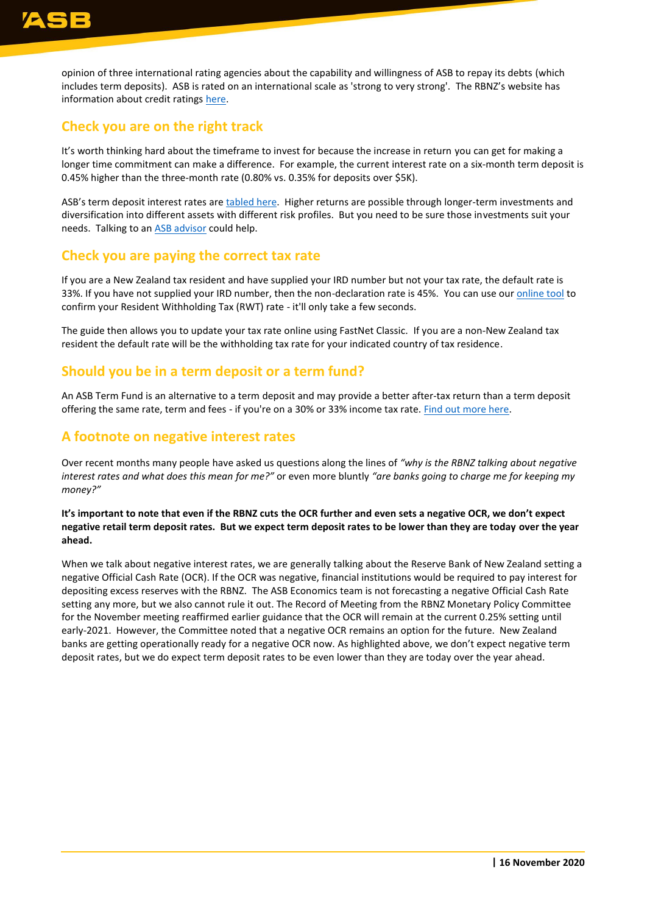opinion of three international rating agencies about the capability and willingness of ASB to repay its debts (which includes term deposits). ASB is rated on an international scale as 'strong to very strong'. The RBNZ's website has information about credit ratings here.

## Check you are on the right track

It's worth thinking hard about the timeframe to invest for because the increase in return you can get for making a longer time commitment can make a difference. For example, the current interest rate on a six-month term deposit is 0.45% higher than the three-month rate (0.80% vs. 0.35% for deposits over $5K).

ASB's term deposit interest rates are tabled here. Higher returns are possible through longer-term investments and diversification into different assets with different risk profiles. But you need to be sure those investments suit your needs. Talking to an ASB advisor could help.

## Check you are paying the correct tax rate

If you are a New Zealand tax resident and have supplied your IRD number but not your tax rate, the default rate is 33%. If you have not supplied your IRD number, then the non-declaration rate is 45%. You can use our online tool to confirm your Resident Withholding Tax (RWT) rate - it'll only take a few seconds.

The guide then allows you to update your tax rate online using FastNet Classic. If you are a non-New Zealand tax resident the default rate will be the withholding tax rate for your indicated country of tax residence.

## Should you be in a term deposit or a term fund?

An ASB Term Fund is an alternative to a term deposit and may provide a better after-tax return than a term deposit offering the same rate, term and fees - if you're on a 30% or 33% income tax rate. Find out more here.

## A footnote on negative interest rates

Over recent months many people have asked us questions along the lines of *"why is the RBNZ talking about negative interest rates and what does this mean for me?"* or even more bluntly *"are banks going to charge me for keeping my money?"*

**It's important to note that even if the RBNZ cuts the OCR further and even sets a negative OCR, we don't expect negative retail term deposit rates. But we expect term deposit rates to be lower than they are today over the year ahead.**

When we talk about negative interest rates, we are generally talking about the Reserve Bank of New Zealand setting a negative Official Cash Rate (OCR). If the OCR was negative, financial institutions would be required to pay interest for depositing excess reserves with the RBNZ. The ASB Economics team is not forecasting a negative Official Cash Rate setting any more, but we also cannot rule it out. The Record of Meeting from the RBNZ Monetary Policy Committee for the November meeting reaffirmed earlier guidance that the OCR will remain at the current 0.25% setting until early-2021. However, the Committee noted that a negative OCR remains an option for the future. New Zealand banks are getting operationally ready for a negative OCR now. As highlighted above, we don't expect negative term deposit rates, but we do expect term deposit rates to be even lower than they are today over the year ahead.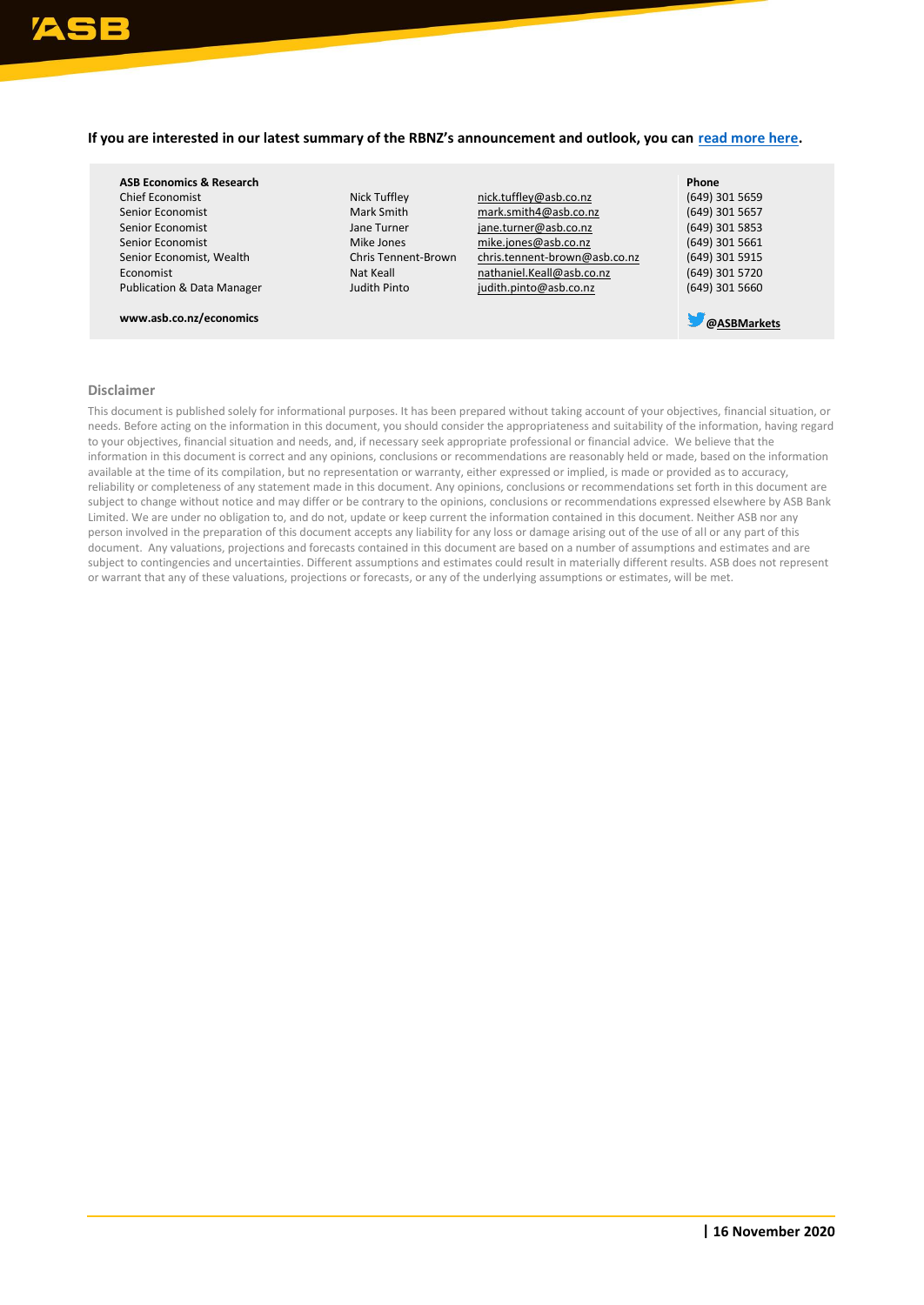**If you are interested in our latest summary of the RBNZ's announcement and outlook, you can read more here.**

| ASB Economics & Research | | | Phone |
|---|---|---|---|
| Chief Economist | Nick Tuffley | nick.tuffley@asb.co.nz | (649) 301 5659 |
| Senior Economist | Mark Smith | mark.smith4@asb.co.nz | (649) 301 5657 |
| Senior Economist | Jane Turner | jane.turner@asb.co.nz | (649) 301 5853 |
| Senior Economist | Mike Jones | mike.jones@asb.co.nz | (649) 301 5661 |
| Senior Economist, Wealth | Chris Tennent-Brown | chris.tennent-brown@asb.co.nz | (649) 301 5915 |
| Economist | Nat Keall | nathaniel.Keall@asb.co.nz | (649) 301 5720 |
| Publication & Data Manager | Judith Pinto | judith.pinto@asb.co.nz | (649) 301 5660 |

**www.asb.co.nz/economics**

**@ASBMarkets**

## Disclaimer

This document is published solely for informational purposes. It has been prepared without taking account of your objectives, financial situation, or needs. Before acting on the information in this document, you should consider the appropriateness and suitability of the information, having regard to your objectives, financial situation and needs, and, if necessary seek appropriate professional or financial advice. We believe that the information in this document is correct and any opinions, conclusions or recommendations are reasonably held or made, based on the information available at the time of its compilation, but no representation or warranty, either expressed or implied, is made or provided as to accuracy, reliability or completeness of any statement made in this document. Any opinions, conclusions or recommendations set forth in this document are subject to change without notice and may differ or be contrary to the opinions, conclusions or recommendations expressed elsewhere by ASB Bank Limited. We are under no obligation to, and do not, update or keep current the information contained in this document. Neither ASB nor any person involved in the preparation of this document accepts any liability for any loss or damage arising out of the use of all or any part of this document. Any valuations, projections and forecasts contained in this document are based on a number of assumptions and estimates and are subject to contingencies and uncertainties. Different assumptions and estimates could result in materially different results. ASB does not represent or warrant that any of these valuations, projections or forecasts, or any of the underlying assumptions or estimates, will be met.